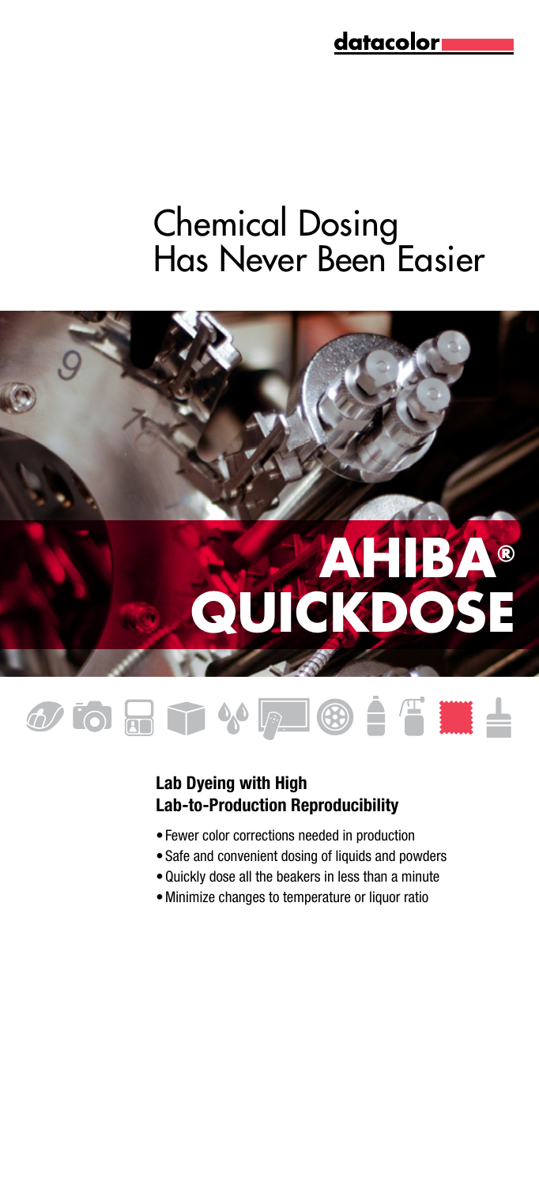datacolor

# Chemical Dosing Has Never Been Easier

# AHIBA® QUICKDOSE

## Lab Dyeing with High Lab-to-Production Reproducibility

- Fewer color corrections needed in production
- Safe and convenient dosing of liquids and powders
- Quickly dose all the beakers in less than a minute
- Minimize changes to temperature or liquor ratio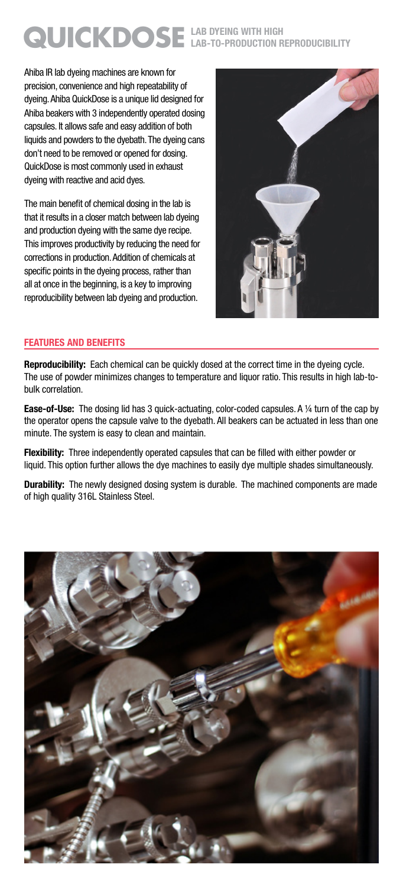# QUICKDOSE LAB DYEING WITH HIGH LAB-TO-PRODUCTION REPRODUCIBILITY

Ahiba IR lab dyeing machines are known for precision, convenience and high repeatability of dyeing. Ahiba QuickDose is a unique lid designed for Ahiba beakers with 3 independently operated dosing capsules. It allows safe and easy addition of both liquids and powders to the dyebath. The dyeing cans don't need to be removed or opened for dosing. QuickDose is most commonly used in exhaust dyeing with reactive and acid dyes.

The main benefit of chemical dosing in the lab is that it results in a closer match between lab dyeing and production dyeing with the same dye recipe. This improves productivity by reducing the need for corrections in production. Addition of chemicals at specific points in the dyeing process, rather than all at once in the beginning, is a key to improving reproducibility between lab dyeing and production.

## FEATURES AND BENEFITS

**Reproducibility:** Each chemical can be quickly dosed at the correct time in the dyeing cycle. The use of powder minimizes changes to temperature and liquor ratio. This results in high lab-to-bulk correlation.

**Ease-of-Use:** The dosing lid has 3 quick-actuating, color-coded capsules. A ¼ turn of the cap by the operator opens the capsule valve to the dyebath. All beakers can be actuated in less than one minute. The system is easy to clean and maintain.

**Flexibility:** Three independently operated capsules that can be filled with either powder or liquid. This option further allows the dye machines to easily dye multiple shades simultaneously.

**Durability:** The newly designed dosing system is durable. The machined components are made of high quality 316L Stainless Steel.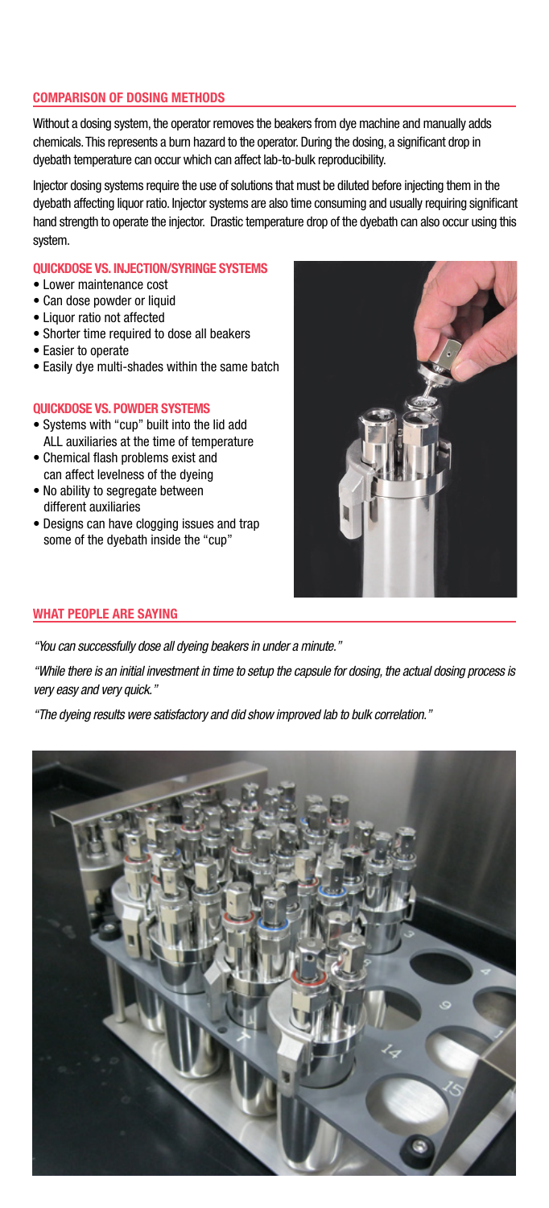## COMPARISON OF DOSING METHODS

Without a dosing system, the operator removes the beakers from dye machine and manually adds chemicals. This represents a burn hazard to the operator. During the dosing, a significant drop in dyebath temperature can occur which can affect lab-to-bulk reproducibility.

Injector dosing systems require the use of solutions that must be diluted before injecting them in the dyebath affecting liquor ratio. Injector systems are also time consuming and usually requiring significant hand strength to operate the injector. Drastic temperature drop of the dyebath can also occur using this system.

### QUICKDOSE VS. INJECTION/SYRINGE SYSTEMS

- Lower maintenance cost
- Can dose powder or liquid
- Liquor ratio not affected
- Shorter time required to dose all beakers
- Easier to operate
- Easily dye multi-shades within the same batch

### QUICKDOSE VS. POWDER SYSTEMS

- Systems with "cup" built into the lid add ALL auxiliaries at the time of temperature
- Chemical flash problems exist and can affect levelness of the dyeing
- No ability to segregate between different auxiliaries
- Designs can have clogging issues and trap some of the dyebath inside the "cup"

## WHAT PEOPLE ARE SAYING

*"You can successfully dose all dyeing beakers in under a minute."*

*"While there is an initial investment in time to setup the capsule for dosing, the actual dosing process is very easy and very quick."*

*"The dyeing results were satisfactory and did show improved lab to bulk correlation."*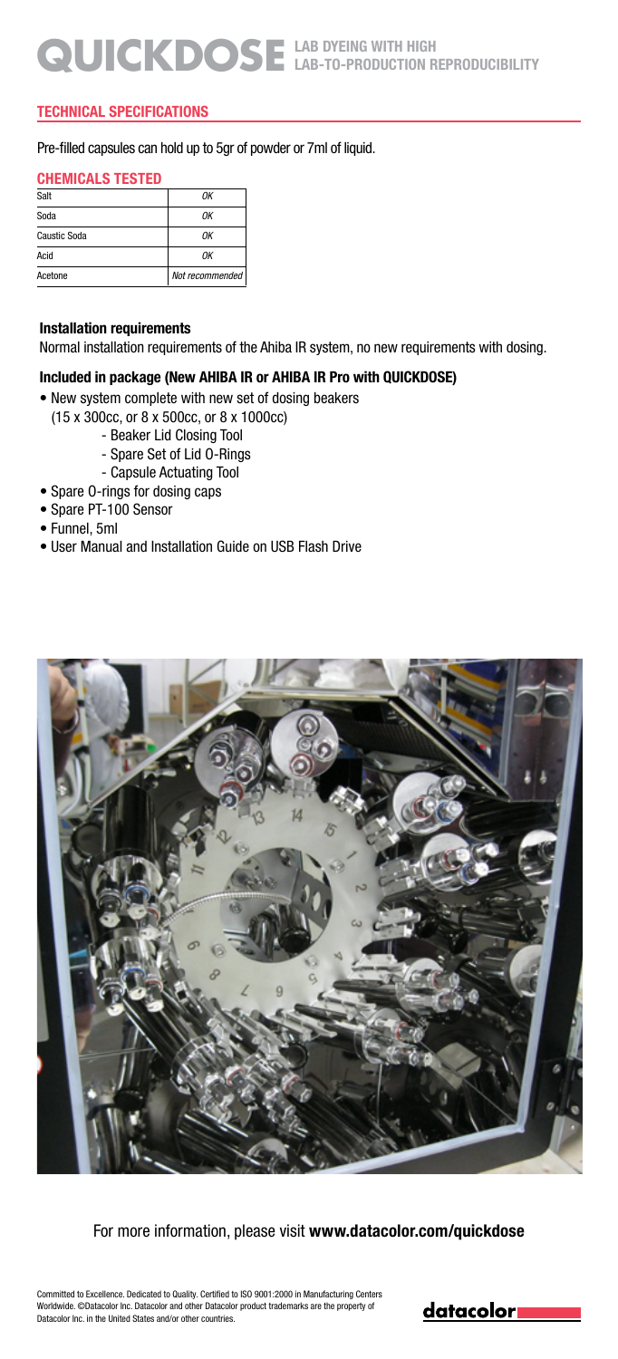# QUICKDOSE LAB DYEING WITH HIGH LAB-TO-PRODUCTION REPRODUCIBILITY

## TECHNICAL SPECIFICATIONS

Pre-filled capsules can hold up to 5gr of powder or 7ml of liquid.

### CHEMICALS TESTED

| | |
|---|---|
| Salt | *OK* |
| Soda | *OK* |
| Caustic Soda | *OK* |
| Acid | *OK* |
| Acetone | *Not recommended* |

**Installation requirements**

Normal installation requirements of the Ahiba IR system, no new requirements with dosing.

**Included in package (New AHIBA IR or AHIBA IR Pro with QUICKDOSE)**

- New system complete with new set of dosing beakers (15 x 300cc, or 8 x 500cc, or 8 x 1000cc)
  - Beaker Lid Closing Tool
  - Spare Set of Lid O-Rings
  - Capsule Actuating Tool
- Spare O-rings for dosing caps
- Spare PT-100 Sensor
- Funnel, 5ml
- User Manual and Installation Guide on USB Flash Drive

For more information, please visit **www.datacolor.com/quickdose**

Committed to Excellence. Dedicated to Quality. Certified to ISO 9001:2000 in Manufacturing Centers Worldwide. ©Datacolor Inc. Datacolor and other Datacolor product trademarks are the property of Datacolor Inc. in the United States and/or other countries.

datacolor